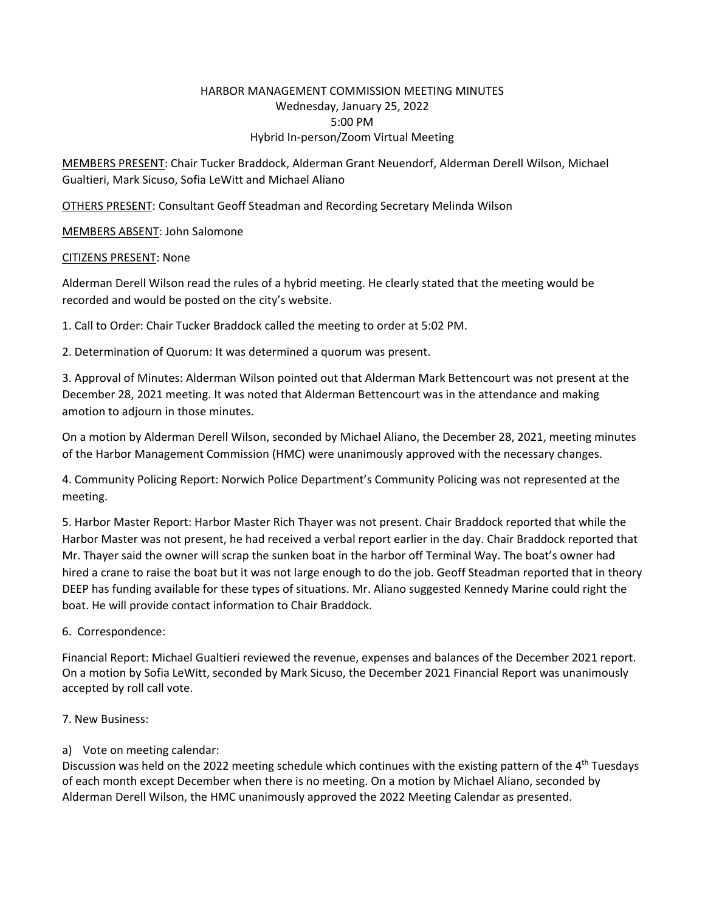# HARBOR MANAGEMENT COMMISSION MEETING MINUTES

Wednesday, January 25, 2022
5:00 PM
Hybrid In-person/Zoom Virtual Meeting

<u>MEMBERS PRESENT</u>: Chair Tucker Braddock, Alderman Grant Neuendorf, Alderman Derell Wilson, Michael Gualtieri, Mark Sicuso, Sofia LeWitt and Michael Aliano

<u>OTHERS PRESENT</u>: Consultant Geoff Steadman and Recording Secretary Melinda Wilson

<u>MEMBERS ABSENT</u>: John Salomone

<u>CITIZENS PRESENT</u>: None

Alderman Derell Wilson read the rules of a hybrid meeting. He clearly stated that the meeting would be recorded and would be posted on the city's website.

1. Call to Order: Chair Tucker Braddock called the meeting to order at 5:02 PM.

2. Determination of Quorum: It was determined a quorum was present.

3. Approval of Minutes: Alderman Wilson pointed out that Alderman Mark Bettencourt was not present at the December 28, 2021 meeting. It was noted that Alderman Bettencourt was in the attendance and making amotion to adjourn in those minutes.

On a motion by Alderman Derell Wilson, seconded by Michael Aliano, the December 28, 2021, meeting minutes of the Harbor Management Commission (HMC) were unanimously approved with the necessary changes.

4. Community Policing Report: Norwich Police Department's Community Policing was not represented at the meeting.

5. Harbor Master Report: Harbor Master Rich Thayer was not present. Chair Braddock reported that while the Harbor Master was not present, he had received a verbal report earlier in the day. Chair Braddock reported that Mr. Thayer said the owner will scrap the sunken boat in the harbor off Terminal Way. The boat's owner had hired a crane to raise the boat but it was not large enough to do the job. Geoff Steadman reported that in theory DEEP has funding available for these types of situations. Mr. Aliano suggested Kennedy Marine could right the boat. He will provide contact information to Chair Braddock.

6. Correspondence:

Financial Report: Michael Gualtieri reviewed the revenue, expenses and balances of the December 2021 report. On a motion by Sofia LeWitt, seconded by Mark Sicuso, the December 2021 Financial Report was unanimously accepted by roll call vote.

7. New Business:

a) Vote on meeting calendar:
Discussion was held on the 2022 meeting schedule which continues with the existing pattern of the 4th Tuesdays of each month except December when there is no meeting. On a motion by Michael Aliano, seconded by Alderman Derell Wilson, the HMC unanimously approved the 2022 Meeting Calendar as presented.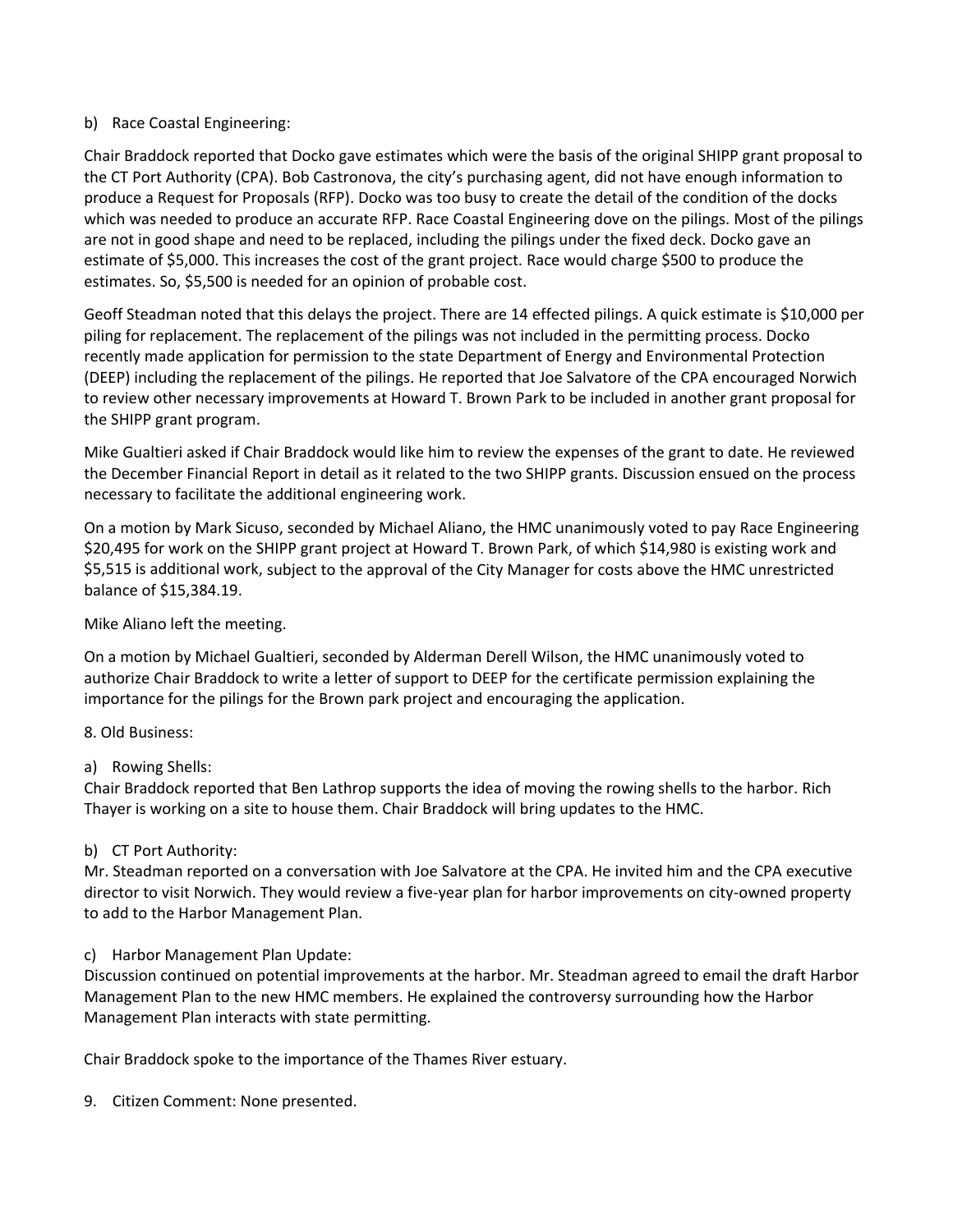b) Race Coastal Engineering:

Chair Braddock reported that Docko gave estimates which were the basis of the original SHIPP grant proposal to the CT Port Authority (CPA). Bob Castronova, the city's purchasing agent, did not have enough information to produce a Request for Proposals (RFP). Docko was too busy to create the detail of the condition of the docks which was needed to produce an accurate RFP. Race Coastal Engineering dove on the pilings. Most of the pilings are not in good shape and need to be replaced, including the pilings under the fixed deck. Docko gave an estimate of $5,000. This increases the cost of the grant project. Race would charge $500 to produce the estimates. So, $5,500 is needed for an opinion of probable cost.

Geoff Steadman noted that this delays the project. There are 14 effected pilings. A quick estimate is $10,000 per piling for replacement. The replacement of the pilings was not included in the permitting process. Docko recently made application for permission to the state Department of Energy and Environmental Protection (DEEP) including the replacement of the pilings. He reported that Joe Salvatore of the CPA encouraged Norwich to review other necessary improvements at Howard T. Brown Park to be included in another grant proposal for the SHIPP grant program.

Mike Gualtieri asked if Chair Braddock would like him to review the expenses of the grant to date. He reviewed the December Financial Report in detail as it related to the two SHIPP grants. Discussion ensued on the process necessary to facilitate the additional engineering work.

On a motion by Mark Sicuso, seconded by Michael Aliano, the HMC unanimously voted to pay Race Engineering $20,495 for work on the SHIPP grant project at Howard T. Brown Park, of which $14,980 is existing work and $5,515 is additional work, subject to the approval of the City Manager for costs above the HMC unrestricted balance of $15,384.19.

Mike Aliano left the meeting.

On a motion by Michael Gualtieri, seconded by Alderman Derell Wilson, the HMC unanimously voted to authorize Chair Braddock to write a letter of support to DEEP for the certificate permission explaining the importance for the pilings for the Brown park project and encouraging the application.

8. Old Business:

a) Rowing Shells:
Chair Braddock reported that Ben Lathrop supports the idea of moving the rowing shells to the harbor. Rich Thayer is working on a site to house them. Chair Braddock will bring updates to the HMC.

b) CT Port Authority:
Mr. Steadman reported on a conversation with Joe Salvatore at the CPA. He invited him and the CPA executive director to visit Norwich. They would review a five-year plan for harbor improvements on city-owned property to add to the Harbor Management Plan.

c) Harbor Management Plan Update:
Discussion continued on potential improvements at the harbor. Mr. Steadman agreed to email the draft Harbor Management Plan to the new HMC members. He explained the controversy surrounding how the Harbor Management Plan interacts with state permitting.

Chair Braddock spoke to the importance of the Thames River estuary.

9. Citizen Comment: None presented.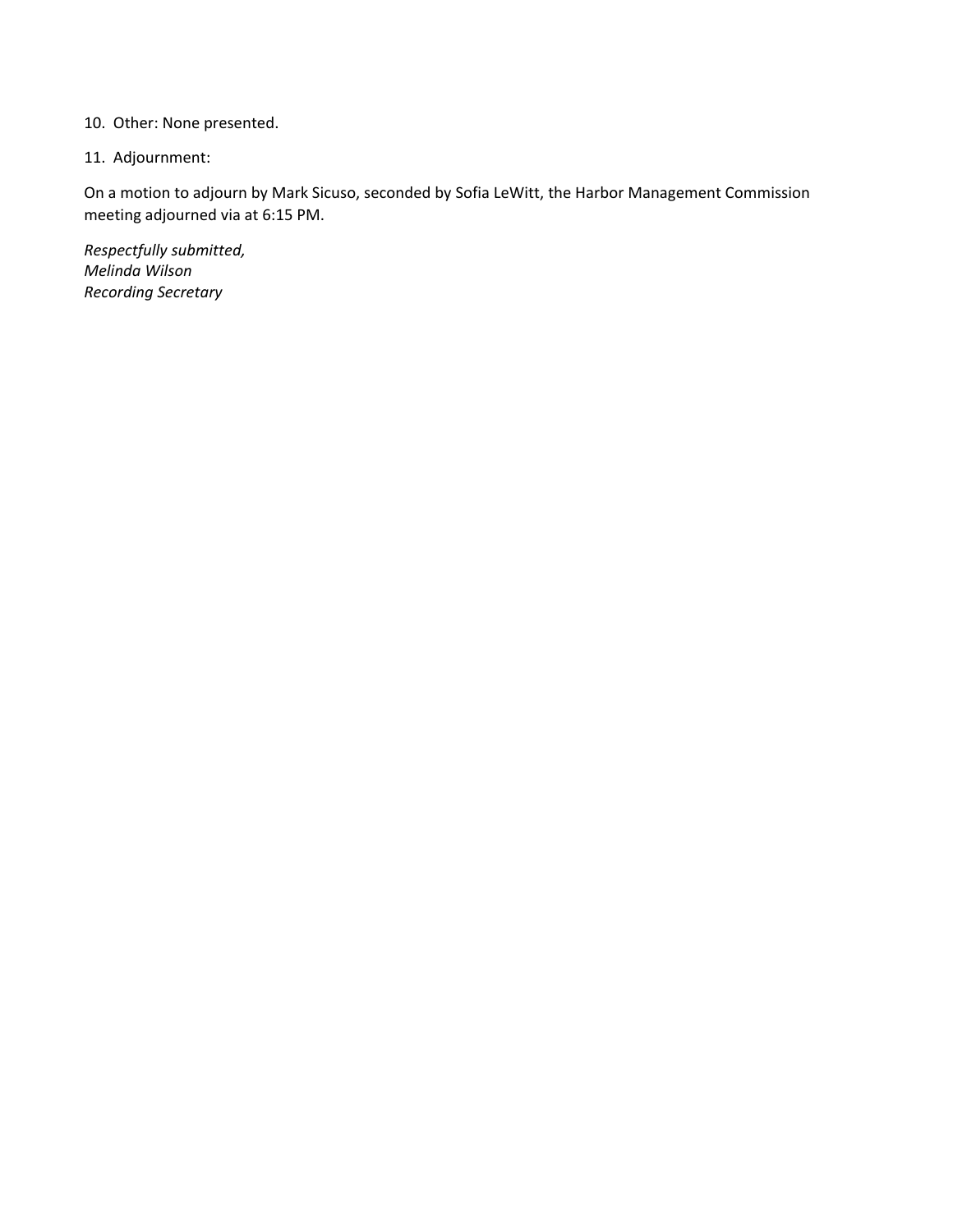10. Other: None presented.

11. Adjournment:

On a motion to adjourn by Mark Sicuso, seconded by Sofia LeWitt, the Harbor Management Commission meeting adjourned via at 6:15 PM.

*Respectfully submitted,*
*Melinda Wilson*
*Recording Secretary*